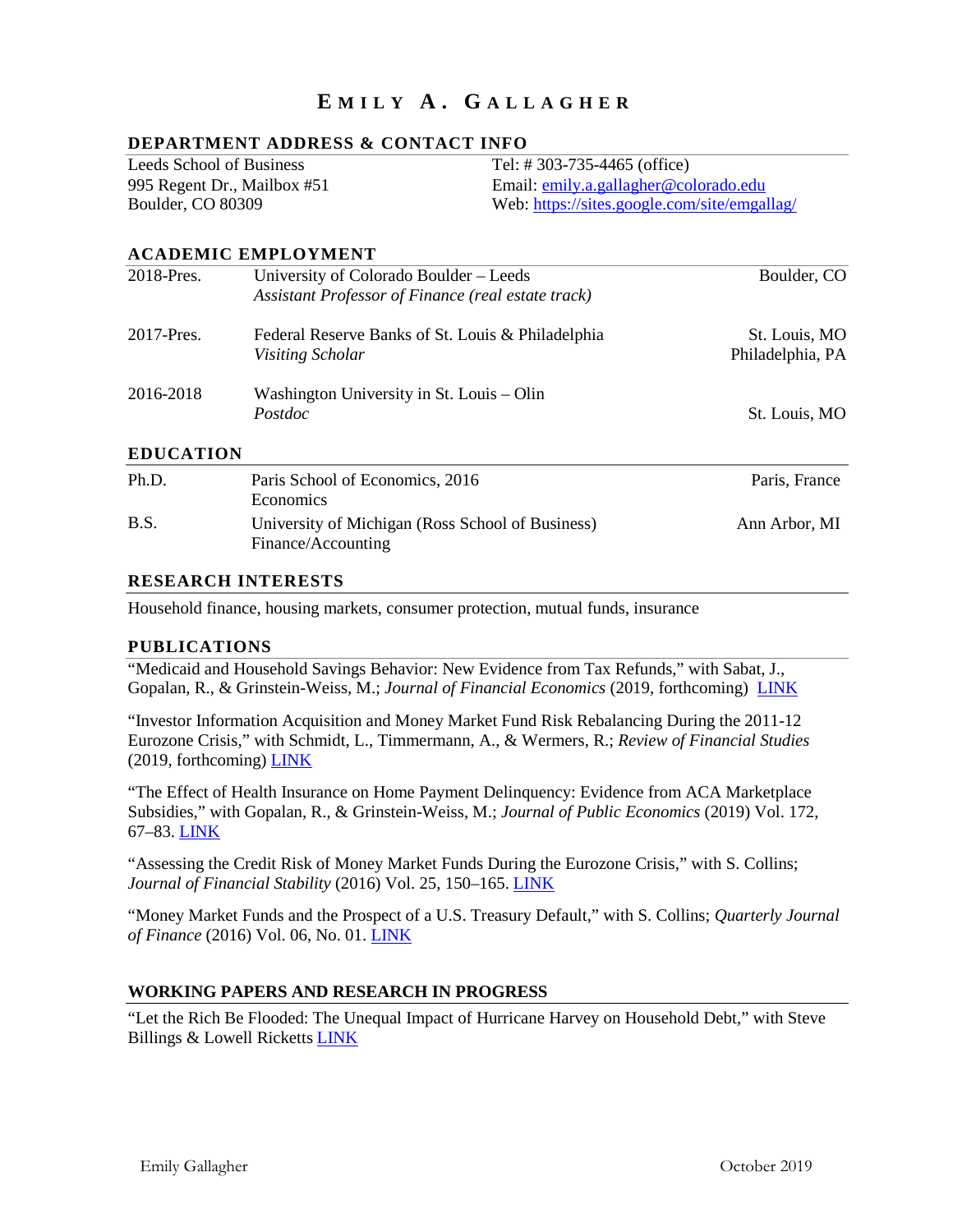# EMILY A. GALLAGHER

## DEPARTMENT ADDRESS & CONTACT INFO

Leeds School of Business
995 Regent Dr., Mailbox #51
Boulder, CO 80309

Tel: # 303-735-4465 (office)
Email: [emily.a.gallagher@colorado.edu](mailto:emily.a.gallagher@colorado.edu)
Web: [https://sites.google.com/site/emgallag/](https://sites.google.com/site/emgallag/)

## ACADEMIC EMPLOYMENT

| | | |
|---|---|---|
| 2018-Pres. | University of Colorado Boulder – Leeds<br>*Assistant Professor of Finance (real estate track)* | Boulder, CO |
| 2017-Pres. | Federal Reserve Banks of St. Louis & Philadelphia<br>*Visiting Scholar* | St. Louis, MO<br>Philadelphia, PA |
| 2016-2018 | Washington University in St. Louis – Olin<br>*Postdoc* | St. Louis, MO |

## EDUCATION

| | | |
|---|---|---|
| Ph.D. | Paris School of Economics, 2016<br>Economics | Paris, France |
| B.S. | University of Michigan (Ross School of Business)<br>Finance/Accounting | Ann Arbor, MI |

## RESEARCH INTERESTS

Household finance, housing markets, consumer protection, mutual funds, insurance

## PUBLICATIONS

"Medicaid and Household Savings Behavior: New Evidence from Tax Refunds," with Sabat, J., Gopalan, R., & Grinstein-Weiss, M.; *Journal of Financial Economics* (2019, forthcoming) LINK

"Investor Information Acquisition and Money Market Fund Risk Rebalancing During the 2011-12 Eurozone Crisis," with Schmidt, L., Timmermann, A., & Wermers, R.; *Review of Financial Studies* (2019, forthcoming) LINK

"The Effect of Health Insurance on Home Payment Delinquency: Evidence from ACA Marketplace Subsidies," with Gopalan, R., & Grinstein-Weiss, M.; *Journal of Public Economics* (2019) Vol. 172, 67–83. LINK

"Assessing the Credit Risk of Money Market Funds During the Eurozone Crisis," with S. Collins; *Journal of Financial Stability* (2016) Vol. 25, 150–165. LINK

"Money Market Funds and the Prospect of a U.S. Treasury Default," with S. Collins; *Quarterly Journal of Finance* (2016) Vol. 06, No. 01. LINK

## WORKING PAPERS AND RESEARCH IN PROGRESS

"Let the Rich Be Flooded: The Unequal Impact of Hurricane Harvey on Household Debt," with Steve Billings & Lowell Ricketts LINK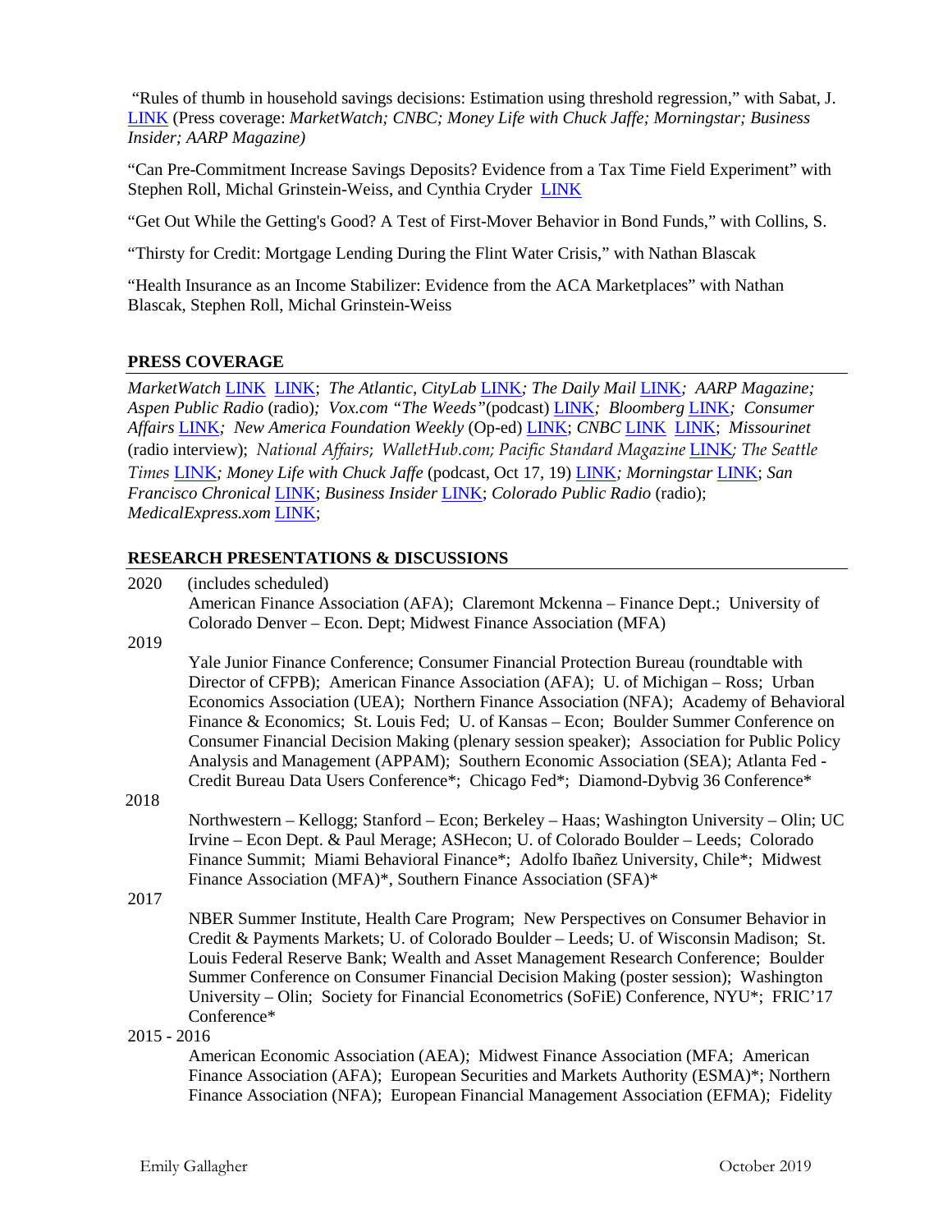"Rules of thumb in household savings decisions: Estimation using threshold regression," with Sabat, J. LINK (Press coverage: *MarketWatch; CNBC; Money Life with Chuck Jaffe; Morningstar; Business Insider; AARP Magazine)*

"Can Pre-Commitment Increase Savings Deposits? Evidence from a Tax Time Field Experiment" with Stephen Roll, Michal Grinstein-Weiss, and Cynthia Cryder LINK

"Get Out While the Getting's Good? A Test of First-Mover Behavior in Bond Funds," with Collins, S.

"Thirsty for Credit: Mortgage Lending During the Flint Water Crisis," with Nathan Blascak

"Health Insurance as an Income Stabilizer: Evidence from the ACA Marketplaces" with Nathan Blascak, Stephen Roll, Michal Grinstein-Weiss

## PRESS COVERAGE

*MarketWatch* LINK LINK; *The Atlantic, CityLab* LINK*; The Daily Mail* LINK*; AARP Magazine; Aspen Public Radio* (radio)*; Vox.com "The Weeds"*(podcast) LINK*; Bloomberg* LINK*; Consumer Affairs* LINK*; New America Foundation Weekly* (Op-ed) LINK; *CNBC* LINK LINK; *Missourinet* (radio interview); *National Affairs; WalletHub.com; Pacific Standard Magazine* LINK*; The Seattle Times* LINK*; Money Life with Chuck Jaffe* (podcast, Oct 17, 19) LINK*; Morningstar* LINK; *San Francisco Chronical* LINK; *Business Insider* LINK; *Colorado Public Radio* (radio); *MedicalExpress.xom* LINK;

## RESEARCH PRESENTATIONS & DISCUSSIONS

2020 (includes scheduled)
American Finance Association (AFA); Claremont Mckenna – Finance Dept.; University of Colorado Denver – Econ. Dept; Midwest Finance Association (MFA)

2019
Yale Junior Finance Conference; Consumer Financial Protection Bureau (roundtable with Director of CFPB); American Finance Association (AFA); U. of Michigan – Ross; Urban Economics Association (UEA); Northern Finance Association (NFA); Academy of Behavioral Finance & Economics; St. Louis Fed; U. of Kansas – Econ; Boulder Summer Conference on Consumer Financial Decision Making (plenary session speaker); Association for Public Policy Analysis and Management (APPAM); Southern Economic Association (SEA); Atlanta Fed - Credit Bureau Data Users Conference*; Chicago Fed*; Diamond-Dybvig 36 Conference*

2018
Northwestern – Kellogg; Stanford – Econ; Berkeley – Haas; Washington University – Olin; UC Irvine – Econ Dept. & Paul Merage; ASHecon; U. of Colorado Boulder – Leeds; Colorado Finance Summit; Miami Behavioral Finance*; Adolfo Ibañez University, Chile*; Midwest Finance Association (MFA)*, Southern Finance Association (SFA)*

2017
NBER Summer Institute, Health Care Program; New Perspectives on Consumer Behavior in Credit & Payments Markets; U. of Colorado Boulder – Leeds; U. of Wisconsin Madison; St. Louis Federal Reserve Bank; Wealth and Asset Management Research Conference; Boulder Summer Conference on Consumer Financial Decision Making (poster session); Washington University – Olin; Society for Financial Econometrics (SoFiE) Conference, NYU*; FRIC'17 Conference*

2015 - 2016
American Economic Association (AEA); Midwest Finance Association (MFA; American Finance Association (AFA); European Securities and Markets Authority (ESMA)*; Northern Finance Association (NFA); European Financial Management Association (EFMA); Fidelity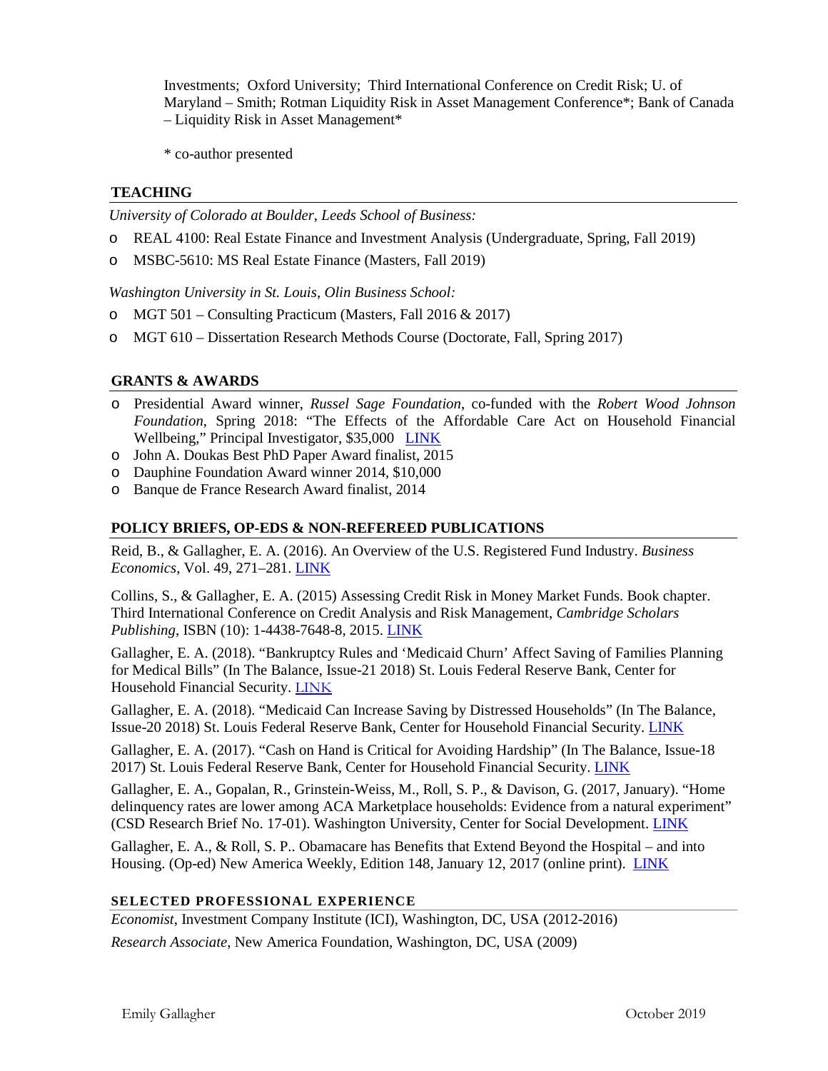Investments; Oxford University; Third International Conference on Credit Risk; U. of Maryland – Smith; Rotman Liquidity Risk in Asset Management Conference*; Bank of Canada – Liquidity Risk in Asset Management*

* co-author presented

## TEACHING

*University of Colorado at Boulder, Leeds School of Business:*

- REAL 4100: Real Estate Finance and Investment Analysis (Undergraduate, Spring, Fall 2019)
- MSBC-5610: MS Real Estate Finance (Masters, Fall 2019)

*Washington University in St. Louis, Olin Business School:*

- MGT 501 – Consulting Practicum (Masters, Fall 2016 & 2017)
- MGT 610 – Dissertation Research Methods Course (Doctorate, Fall, Spring 2017)

## GRANTS & AWARDS

- Presidential Award winner, *Russel Sage Foundation*, co-funded with the *Robert Wood Johnson Foundation*, Spring 2018: "The Effects of the Affordable Care Act on Household Financial Wellbeing," Principal Investigator, $35,000 LINK
- John A. Doukas Best PhD Paper Award finalist, 2015
- Dauphine Foundation Award winner 2014, $10,000
- Banque de France Research Award finalist, 2014

## POLICY BRIEFS, OP-EDS & NON-REFEREED PUBLICATIONS

Reid, B., & Gallagher, E. A. (2016). An Overview of the U.S. Registered Fund Industry. *Business Economics*, Vol. 49, 271–281. LINK

Collins, S., & Gallagher, E. A. (2015) Assessing Credit Risk in Money Market Funds. Book chapter. Third International Conference on Credit Analysis and Risk Management, *Cambridge Scholars Publishing*, ISBN (10): 1-4438-7648-8, 2015. LINK

Gallagher, E. A. (2018). "Bankruptcy Rules and 'Medicaid Churn' Affect Saving of Families Planning for Medical Bills" (In The Balance, Issue-21 2018) St. Louis Federal Reserve Bank, Center for Household Financial Security. LINK

Gallagher, E. A. (2018). "Medicaid Can Increase Saving by Distressed Households" (In The Balance, Issue-20 2018) St. Louis Federal Reserve Bank, Center for Household Financial Security. LINK

Gallagher, E. A. (2017). "Cash on Hand is Critical for Avoiding Hardship" (In The Balance, Issue-18 2017) St. Louis Federal Reserve Bank, Center for Household Financial Security. LINK

Gallagher, E. A., Gopalan, R., Grinstein-Weiss, M., Roll, S. P., & Davison, G. (2017, January). "Home delinquency rates are lower among ACA Marketplace households: Evidence from a natural experiment" (CSD Research Brief No. 17-01). Washington University, Center for Social Development. LINK

Gallagher, E. A., & Roll, S. P.. Obamacare has Benefits that Extend Beyond the Hospital – and into Housing. (Op-ed) New America Weekly, Edition 148, January 12, 2017 (online print). LINK

## SELECTED PROFESSIONAL EXPERIENCE

*Economist*, Investment Company Institute (ICI), Washington, DC, USA (2012-2016)

*Research Associate*, New America Foundation, Washington, DC, USA (2009)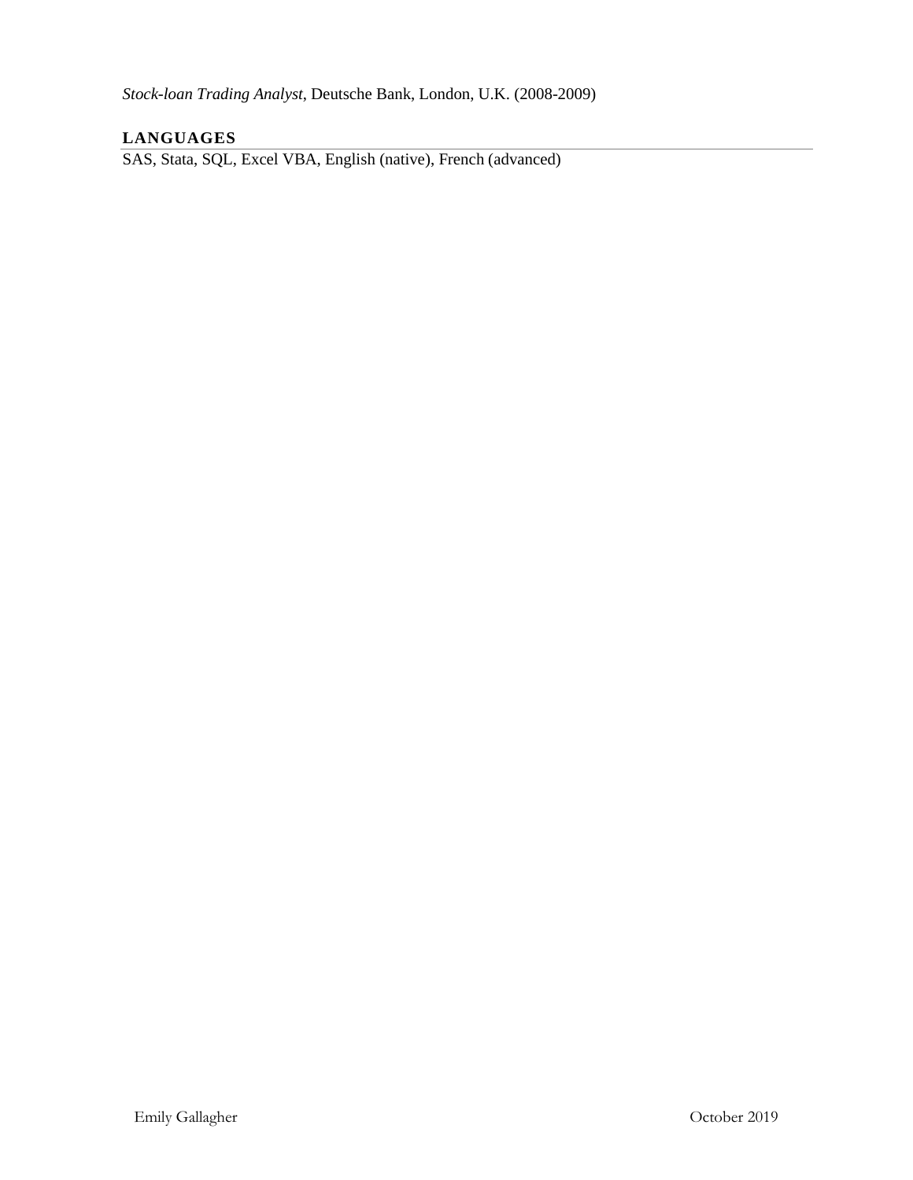*Stock-loan Trading Analyst*, Deutsche Bank, London, U.K. (2008-2009)

## LANGUAGES

SAS, Stata, SQL, Excel VBA, English (native), French (advanced)